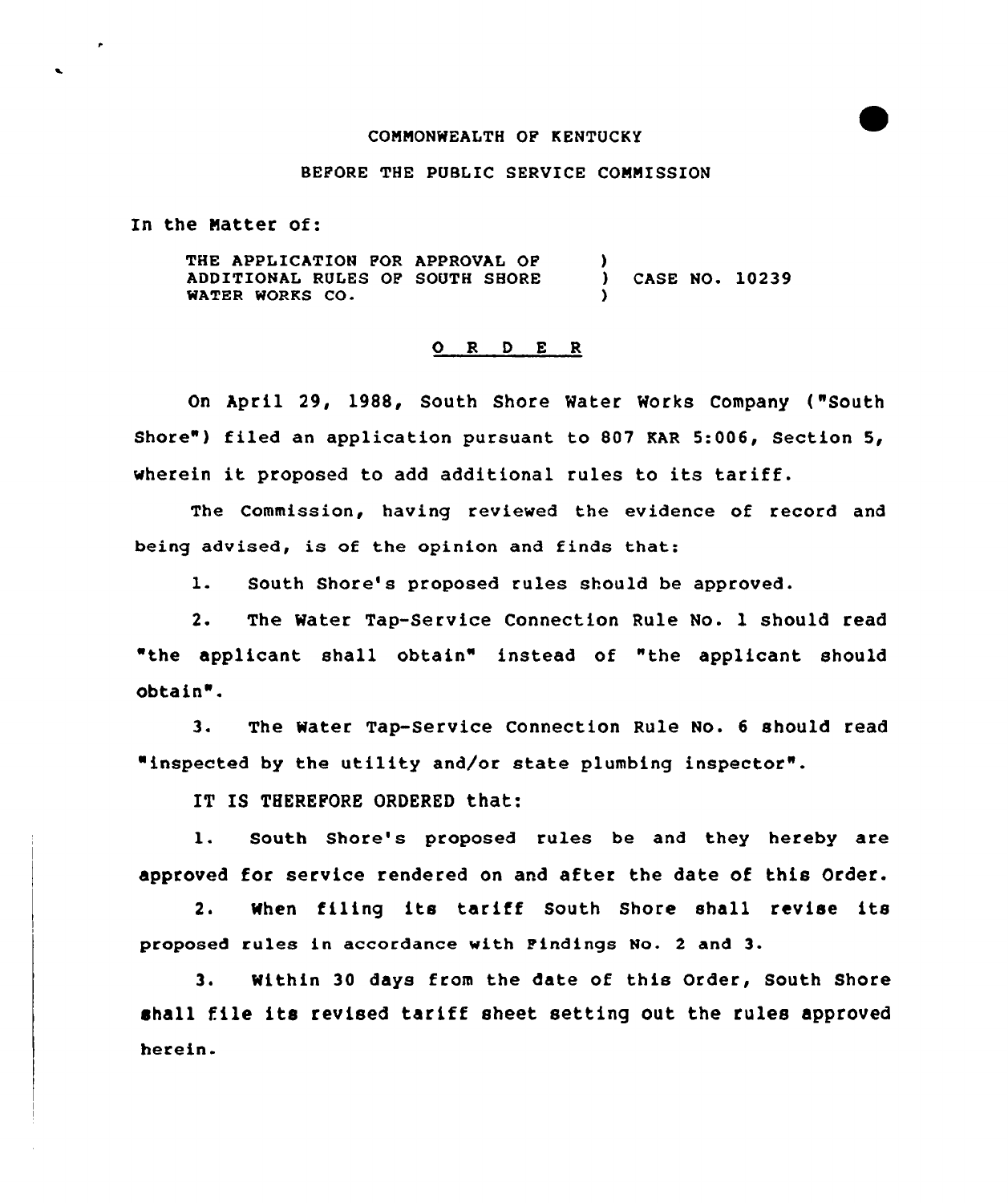COMMONWEALTH OF KENTUCKY

BEFORE THE PUBLIC SERVICE COMMISSION

In the Matter of:

THE APPLICATION FOR APPROVAL OF ADDITIONAL RULES OF SOUTH SHORE WATER WORKS CO. ) CASE NO. 10239

## O R D E R

On April 29, 1988, South Shore Water Works Company ("South Shore") filed an application pursuant to 807 KAR 5:006, Section 5, wherein it proposed to add additional rules to its tariff.

The Commission, having reviewed the evidence of record and being advised, is of the opinion and finds that:

1. South Shore's proposed rules should be approved.

2. The Water Tap-Service Connection Rule No. 1 should read "the applicant shall obtain" instead of "the applicant should obtain".

3. The Water Tap-Service Connection Rule No. 6 should read "inspected by the utility and/or state plumbing inspector".

IT IS THEREFORE ORDERED that:

1. South Shore's proposed rules be and they hereby are approved for service rendered on and after the date of this Order.

2. When filing its tariff South Shore shall revise its proposed rules in accordance with Findings No. 2 and 3.

3. Within 30 days from the date of this Order, South Shore shall file its revised tariff sheet setting out the rules approved herein.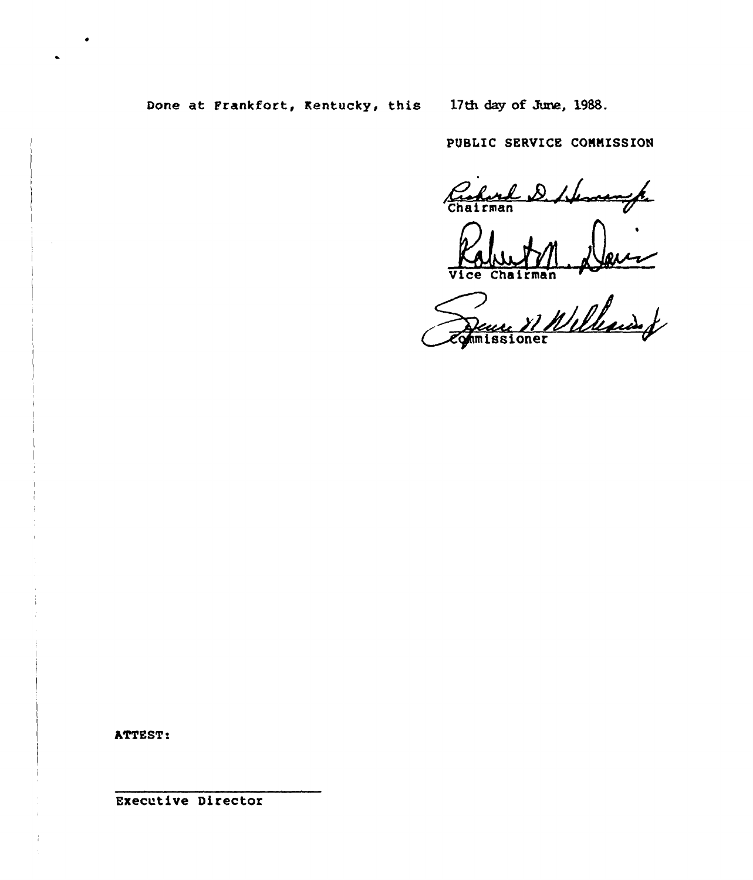Done at Frankfort, Kentucky, this 17th day of June, 1988.

PUBLIC SERVICE COMMISSION

Chairman

Vice Chairman

Commissioner

ATTEST:

Executive Director